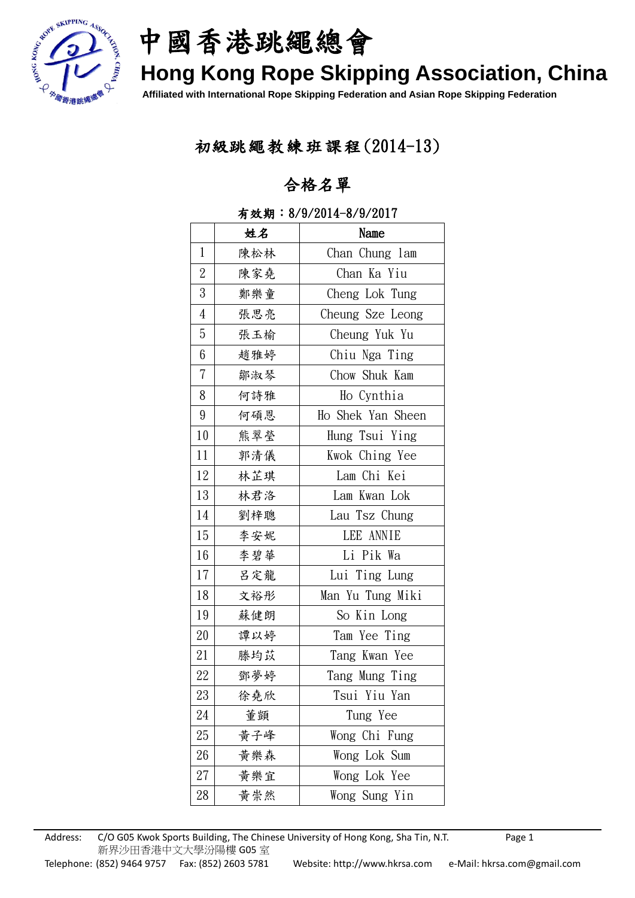# 中國香港跳繩總會

## Hong Kong Rope Skipping Association, China

Affiliated with International Rope Skipping Federation and Asian Rope Skipping Federation

## 初級跳繩教練班課程(2014-13)

## 合格名單

有效期：8/9/2014-8/9/2017

| | 姓名 | Name |
|---|---|---|
| 1 | 陳松林 | Chan Chung lam |
| 2 | 陳家堯 | Chan Ka Yiu |
| 3 | 鄭樂童 | Cheng Lok Tung |
| 4 | 張思亮 | Cheung Sze Leong |
| 5 | 張玉榆 | Cheung Yuk Yu |
| 6 | 趙雅婷 | Chiu Nga Ting |
| 7 | 鄒淑琴 | Chow Shuk Kam |
| 8 | 何詩雅 | Ho Cynthia |
| 9 | 何碩恩 | Ho Shek Yan Sheen |
| 10 | 熊翠瑩 | Hung Tsui Ying |
| 11 | 郭清儀 | Kwok Ching Yee |
| 12 | 林芷琪 | Lam Chi Kei |
| 13 | 林君洛 | Lam Kwan Lok |
| 14 | 劉梓聰 | Lau Tsz Chung |
| 15 | 李安妮 | LEE ANNIE |
| 16 | 李碧華 | Li Pik Wa |
| 17 | 呂定龍 | Lui Ting Lung |
| 18 | 文裕彤 | Man Yu Tung Miki |
| 19 | 蘇健朗 | So Kin Long |
| 20 | 譚以婷 | Tam Yee Ting |
| 21 | 滕均苡 | Tang Kwan Yee |
| 22 | 鄧夢婷 | Tang Mung Ting |
| 23 | 徐堯欣 | Tsui Yiu Yan |
| 24 | 董頤 | Tung Yee |
| 25 | 黃子峰 | Wong Chi Fung |
| 26 | 黃樂森 | Wong Lok Sum |
| 27 | 黃樂宜 | Wong Lok Yee |
| 28 | 黃崇然 | Wong Sung Yin |

Address: C/O G05 Kwok Sports Building, The Chinese University of Hong Kong, Sha Tin, N.T.
新界沙田香港中文大學汾陽樓 G05 室
Telephone: (852) 9464 9757 Fax: (852) 2603 5781 Website: http://www.hkrsa.com e-Mail: hkrsa.com@gmail.com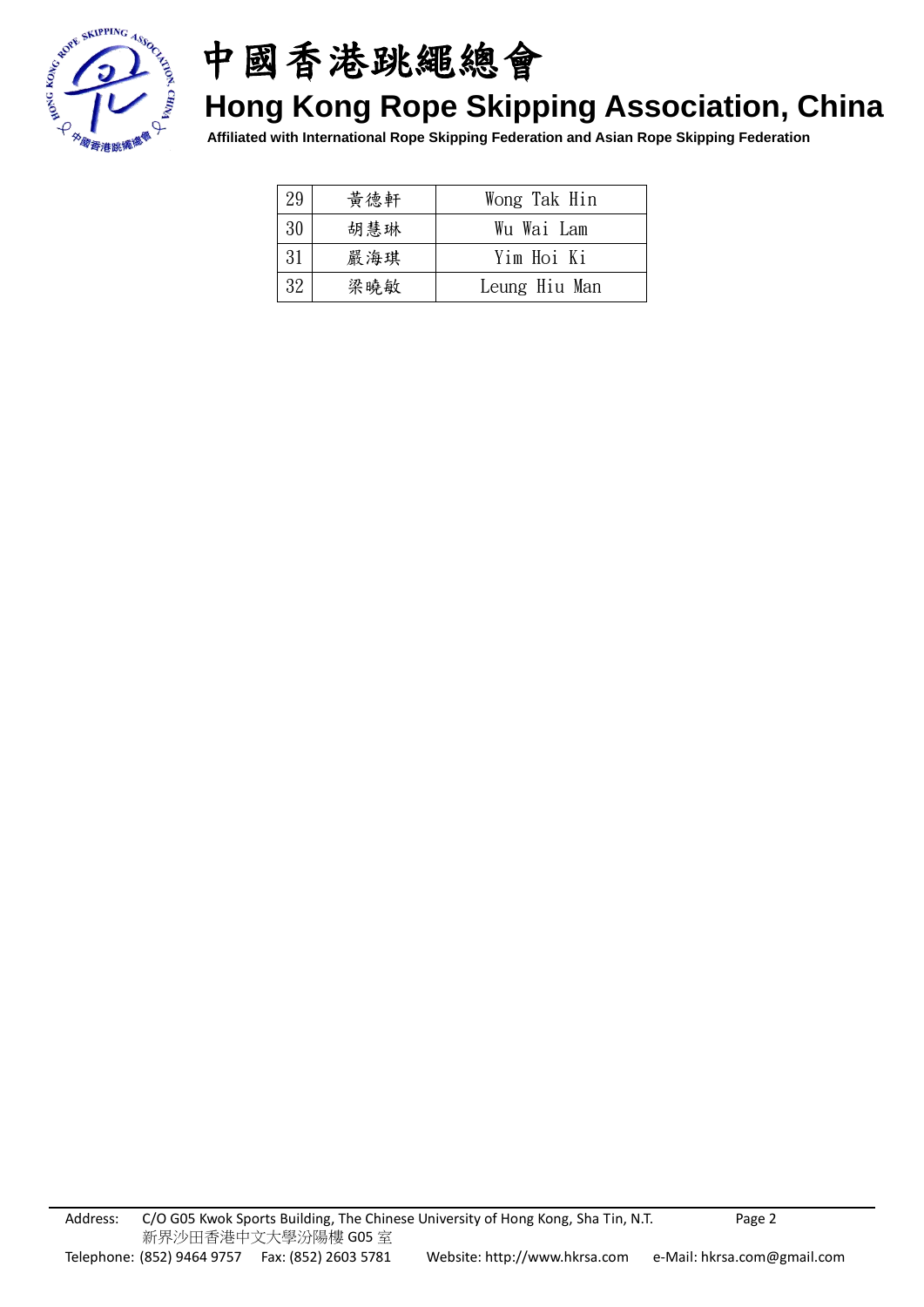| | | |
|---|---|---|
| 29 | 黃德軒 | Wong Tak Hin |
| 30 | 胡慧琳 | Wu Wai Lam |
| 31 | 嚴海琪 | Yim Hoi Ki |
| 32 | 梁曉敏 | Leung Hiu Man |